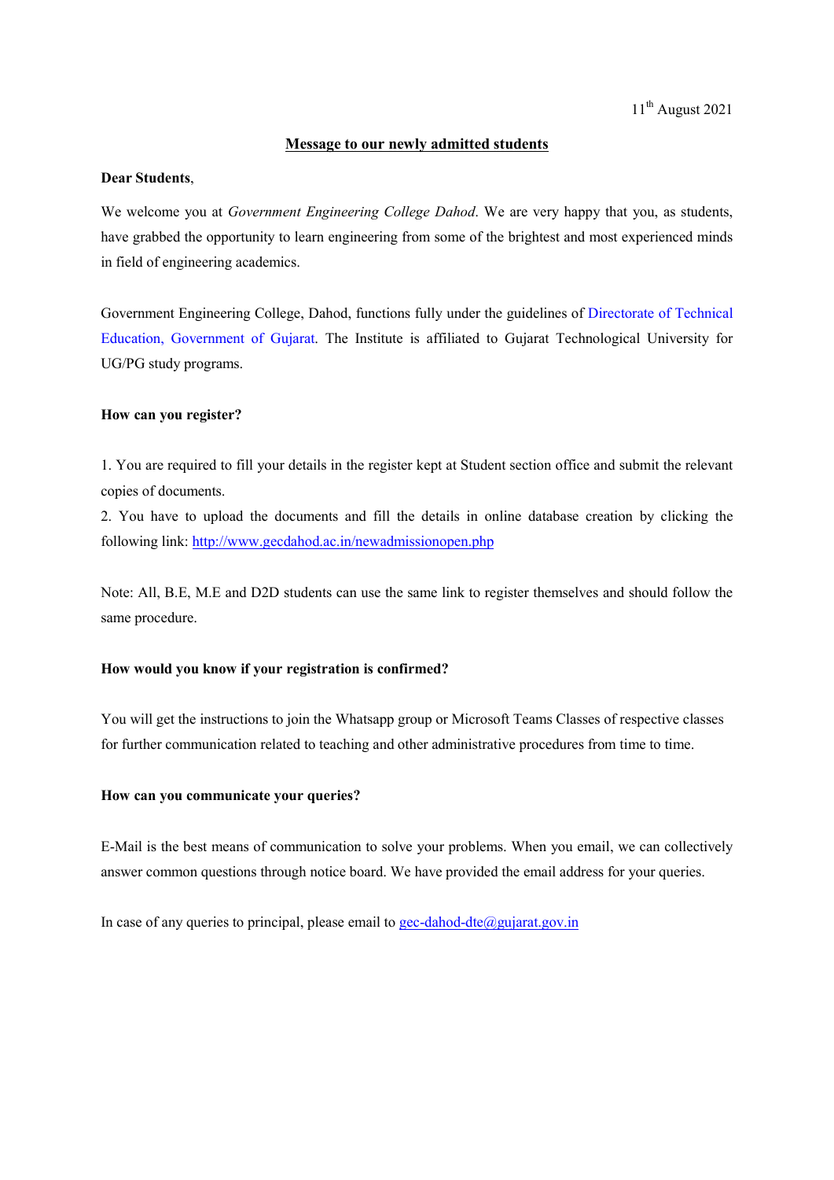11th August 2021

## Message to our newly admitted students

**Dear Students**,

We welcome you at *Government Engineering College Dahod*. We are very happy that you, as students, have grabbed the opportunity to learn engineering from some of the brightest and most experienced minds in field of engineering academics.

Government Engineering College, Dahod, functions fully under the guidelines of Directorate of Technical Education, Government of Gujarat. The Institute is affiliated to Gujarat Technological University for UG/PG study programs.

**How can you register?**

1. You are required to fill your details in the register kept at Student section office and submit the relevant copies of documents.
2. You have to upload the documents and fill the details in online database creation by clicking the following link: http://www.gecdahod.ac.in/newadmissionopen.php

Note: All, B.E, M.E and D2D students can use the same link to register themselves and should follow the same procedure.

**How would you know if your registration is confirmed?**

You will get the instructions to join the Whatsapp group or Microsoft Teams Classes of respective classes for further communication related to teaching and other administrative procedures from time to time.

**How can you communicate your queries?**

E-Mail is the best means of communication to solve your problems. When you email, we can collectively answer common questions through notice board. We have provided the email address for your queries.

In case of any queries to principal, please email to gec-dahod-dte@gujarat.gov.in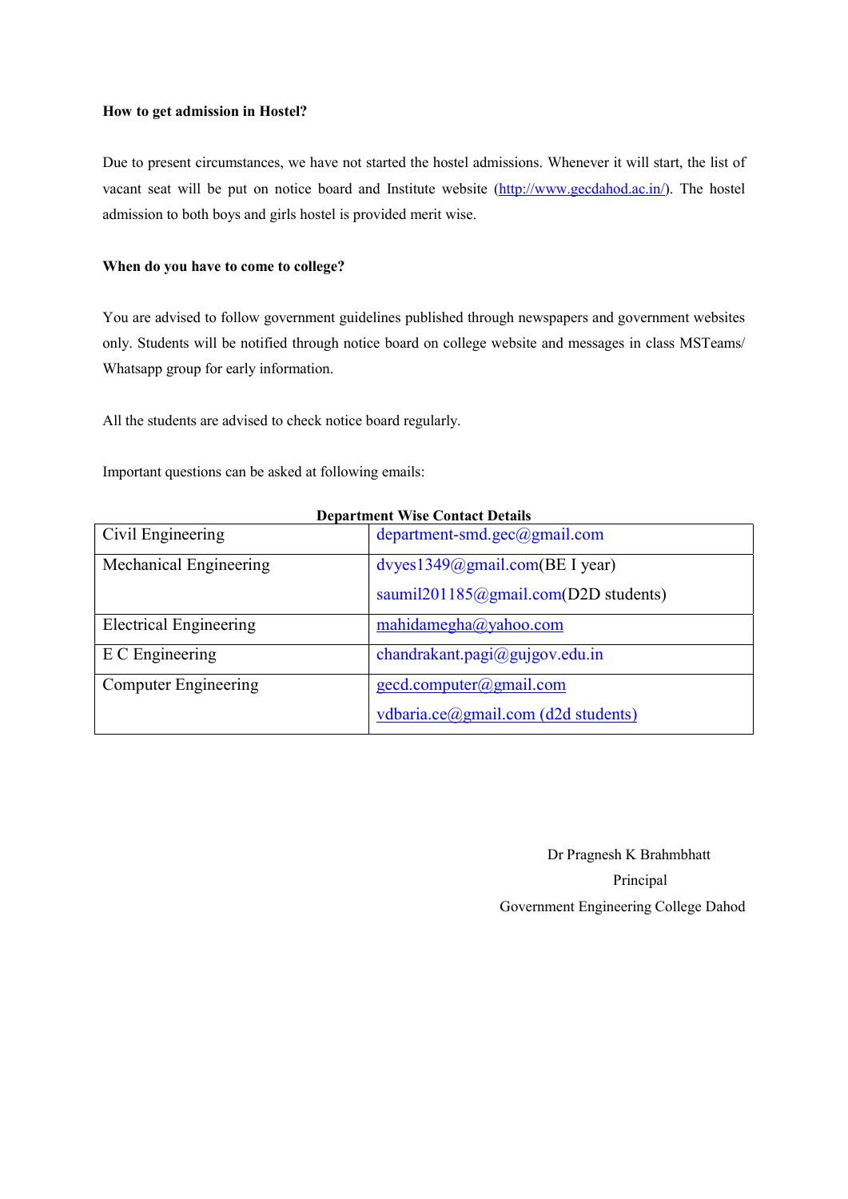**How to get admission in Hostel?**

Due to present circumstances, we have not started the hostel admissions. Whenever it will start, the list of vacant seat will be put on notice board and Institute website (http://www.gecdahod.ac.in/). The hostel admission to both boys and girls hostel is provided merit wise.

**When do you have to come to college?**

You are advised to follow government guidelines published through newspapers and government websites only. Students will be notified through notice board on college website and messages in class MSTeams/ Whatsapp group for early information.

All the students are advised to check notice board regularly.

Important questions can be asked at following emails:

**Department Wise Contact Details**

| | |
|---|---|
| Civil Engineering | department-smd.gec@gmail.com |
| Mechanical Engineering | dvyes1349@gmail.com(BE I year)<br>saumil201185@gmail.com(D2D students) |
| Electrical Engineering | mahidamegha@yahoo.com |
| E C Engineering | chandrakant.pagi@gujgov.edu.in |
| Computer Engineering | gecd.computer@gmail.com<br>vdbaria.ce@gmail.com (d2d students) |

Dr Pragnesh K Brahmbhatt

Principal

Government Engineering College Dahod